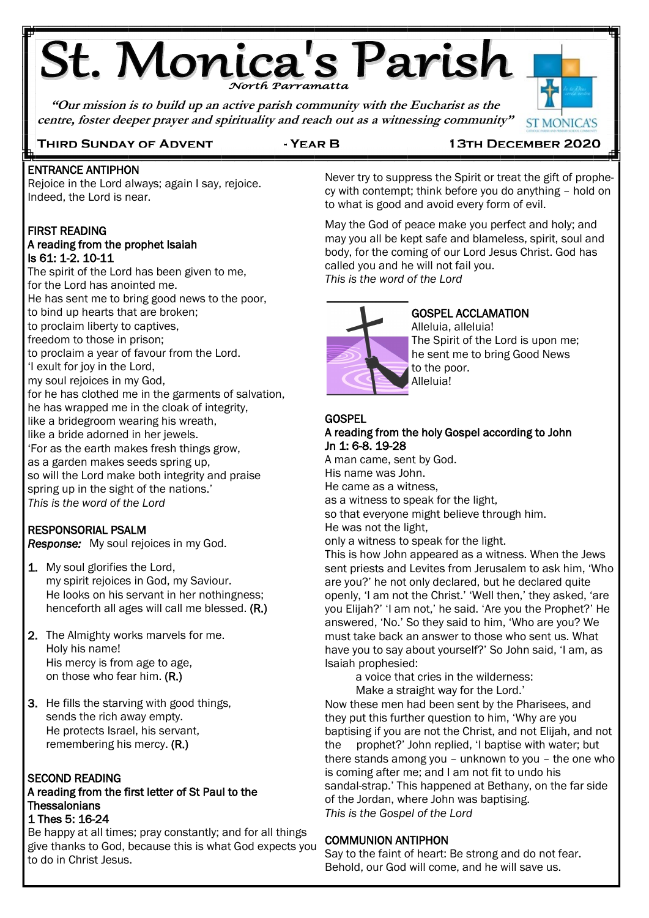# St. Monica's Parish

*North Parramatta*

*"Our mission is to build up an active parish community with the Eucharist as the centre, foster deeper prayer and spirituality and reach out as a witnessing community"*

**THIRD SUNDAY OF ADVENT - YEAR B 13TH DECEMBER 2020**

## ENTRANCE ANTIPHON

Rejoice in the Lord always; again I say, rejoice.
Indeed, the Lord is near.

## FIRST READING

**A reading from the prophet Isaiah**
**Is 61: 1-2. 10-11**

The spirit of the Lord has been given to me,
for the Lord has anointed me.
He has sent me to bring good news to the poor,
to bind up hearts that are broken;
to proclaim liberty to captives,
freedom to those in prison;
to proclaim a year of favour from the Lord.
'I exult for joy in the Lord,
my soul rejoices in my God,
for he has clothed me in the garments of salvation,
he has wrapped me in the cloak of integrity,
like a bridegroom wearing his wreath,
like a bride adorned in her jewels.
'For as the earth makes fresh things grow,
as a garden makes seeds spring up,
so will the Lord make both integrity and praise
spring up in the sight of the nations.'
*This is the word of the Lord*

## RESPONSORIAL PSALM

*Response:* My soul rejoices in my God.

1. My soul glorifies the Lord,
   my spirit rejoices in God, my Saviour.
   He looks on his servant in her nothingness;
   henceforth all ages will call me blessed. **(R.)**

2. The Almighty works marvels for me.
   Holy his name!
   His mercy is from age to age,
   on those who fear him. **(R.)**

3. He fills the starving with good things,
   sends the rich away empty.
   He protects Israel, his servant,
   remembering his mercy. **(R.)**

## SECOND READING

**A reading from the first letter of St Paul to the Thessalonians**
**1 Thes 5: 16-24**

Be happy at all times; pray constantly; and for all things give thanks to God, because this is what God expects you to do in Christ Jesus.

Never try to suppress the Spirit or treat the gift of prophecy with contempt; think before you do anything – hold on to what is good and avoid every form of evil.

May the God of peace make you perfect and holy; and may you all be kept safe and blameless, spirit, soul and body, for the coming of our Lord Jesus Christ. God has called you and he will not fail you.
*This is the word of the Lord*

## GOSPEL ACCLAMATION

Alleluia, alleluia!
The Spirit of the Lord is upon me;
he sent me to bring Good News
to the poor.
Alleluia!

## GOSPEL

**A reading from the holy Gospel according to John**
**Jn 1: 6-8. 19-28**

A man came, sent by God.
His name was John.
He came as a witness,
as a witness to speak for the light,
so that everyone might believe through him.
He was not the light,
only a witness to speak for the light.
This is how John appeared as a witness. When the Jews sent priests and Levites from Jerusalem to ask him, 'Who are you?' he not only declared, but he declared quite openly, 'I am not the Christ.' 'Well then,' they asked, 'are you Elijah?' 'I am not,' he said. 'Are you the Prophet?' He answered, 'No.' So they said to him, 'Who are you? We must take back an answer to those who sent us. What have you to say about yourself?' So John said, 'I am, as Isaiah prophesied:

> a voice that cries in the wilderness:
> Make a straight way for the Lord.'

Now these men had been sent by the Pharisees, and they put this further question to him, 'Why are you baptising if you are not the Christ, and not Elijah, and not the prophet?' John replied, 'I baptise with water; but there stands among you – unknown to you – the one who is coming after me; and I am not fit to undo his sandal-strap.' This happened at Bethany, on the far side of the Jordan, where John was baptising.
*This is the Gospel of the Lord*

## COMMUNION ANTIPHON

Say to the faint of heart: Be strong and do not fear.
Behold, our God will come, and he will save us.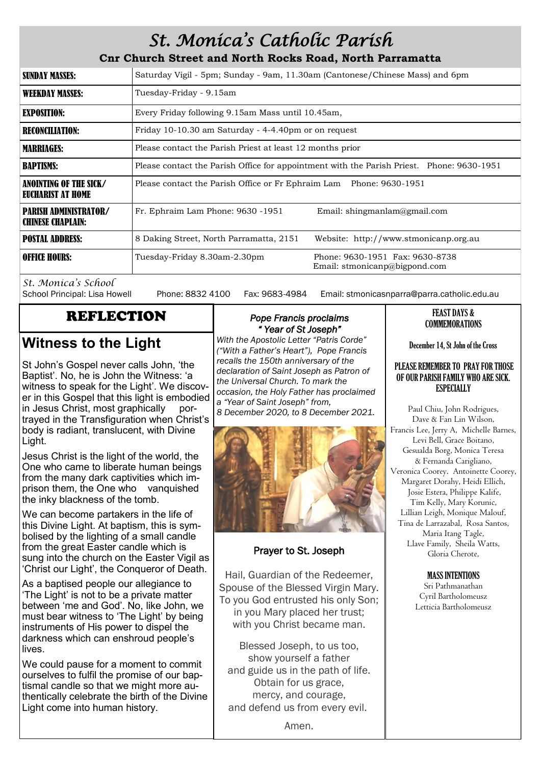# St. Monica's Catholic Parish

**Cnr Church Street and North Rocks Road, North Parramatta**

| | |
|---|---|
| **SUNDAY MASSES:** | Saturday Vigil - 5pm; Sunday - 9am, 11.30am (Cantonese/Chinese Mass) and 6pm |
| **WEEKDAY MASSES:** | Tuesday-Friday - 9.15am |
| **EXPOSITION:** | Every Friday following 9.15am Mass until 10.45am, |
| **RECONCILIATION:** | Friday 10-10.30 am Saturday - 4-4.40pm or on request |
| **MARRIAGES:** | Please contact the Parish Priest at least 12 months prior |
| **BAPTISMS:** | Please contact the Parish Office for appointment with the Parish Priest. Phone: 9630-1951 |
| **ANOINTING OF THE SICK/ EUCHARIST AT HOME** | Please contact the Parish Office or Fr Ephraim Lam Phone: 9630-1951 |
| **PARISH ADMINISTRATOR/ CHINESE CHAPLAIN:** | Fr. Ephraim Lam Phone: 9630 -1951 Email: shingmanlam@gmail.com |
| **POSTAL ADDRESS:** | 8 Daking Street, North Parramatta, 2151 Website: http://www.stmonicanp.org.au |
| **OFFICE HOURS:** | Tuesday-Friday 8.30am-2.30pm Phone: 9630-1951 Fax: 9630-8738 Email: stmonicanp@bigpond.com |

*St. Monica's School*

School Principal: Lisa Howell Phone: 8832 4100 Fax: 9683-4984 Email: stmonicasnparra@parra.catholic.edu.au

## REFLECTION

## Witness to the Light

St John's Gospel never calls John, 'the Baptist'. No, he is John the Witness: 'a witness to speak for the Light'. We discover in this Gospel that this light is embodied in Jesus Christ, most graphically portrayed in the Transfiguration when Christ's body is radiant, translucent, with Divine Light.

Jesus Christ is the light of the world, the One who came to liberate human beings from the many dark captivities which imprison them, the One who vanquished the inky blackness of the tomb.

We can become partakers in the life of this Divine Light. At baptism, this is symbolised by the lighting of a small candle from the great Easter candle which is sung into the church on the Easter Vigil as 'Christ our Light', the Conqueror of Death.

As a baptised people our allegiance to 'The Light' is not to be a private matter between 'me and God'. No, like John, we must bear witness to 'The Light' by being instruments of His power to dispel the darkness which can enshroud people's lives.

We could pause for a moment to commit ourselves to fulfil the promise of our baptismal candle so that we might more authentically celebrate the birth of the Divine Light come into human history.

### *Pope Francis proclaims " Year of St Joseph"*

*With the Apostolic Letter "Patris Corde" ("With a Father's Heart"), Pope Francis recalls the 150th anniversary of the declaration of Saint Joseph as Patron of the Universal Church. To mark the occasion, the Holy Father has proclaimed a "Year of Saint Joseph" from, 8 December 2020, to 8 December 2021.*

### Prayer to St. Joseph

Hail, Guardian of the Redeemer,
Spouse of the Blessed Virgin Mary.
To you God entrusted his only Son;
in you Mary placed her trust;
with you Christ became man.

Blessed Joseph, to us too,
show yourself a father
and guide us in the path of life.
Obtain for us grace,
mercy, and courage,
and defend us from every evil.

Amen.

### FEAST DAYS & COMMEMORATIONS

December 14, St John of the Cross

### PLEASE REMEMBER TO PRAY FOR THOSE OF OUR PARISH FAMILY WHO ARE SICK. ESPECIALLY

Paul Chiu, John Rodrigues, Dave & Fan Lin Wilson, Francis Lee, Jerry A, Michelle Barnes, Levi Bell, Grace Boitano, Gesualda Borg, Monica Teresa & Fernanda Carigliano, Veronica Coorey. Antoinette Coorey, Margaret Dorahy, Heidi Ellich, Josie Estera, Philippe Kalife, Tim Kelly, Mary Korunic, Lillian Leigh, Monique Malouf, Tina de Larrazabal, Rosa Santos, Maria Itang Tagle, Llave Family, Sheila Watts, Gloria Cherote,

### MASS INTENTIONS

Sri Pathmanathan
Cyril Bartholomeusz
Letticia Bartholomeusz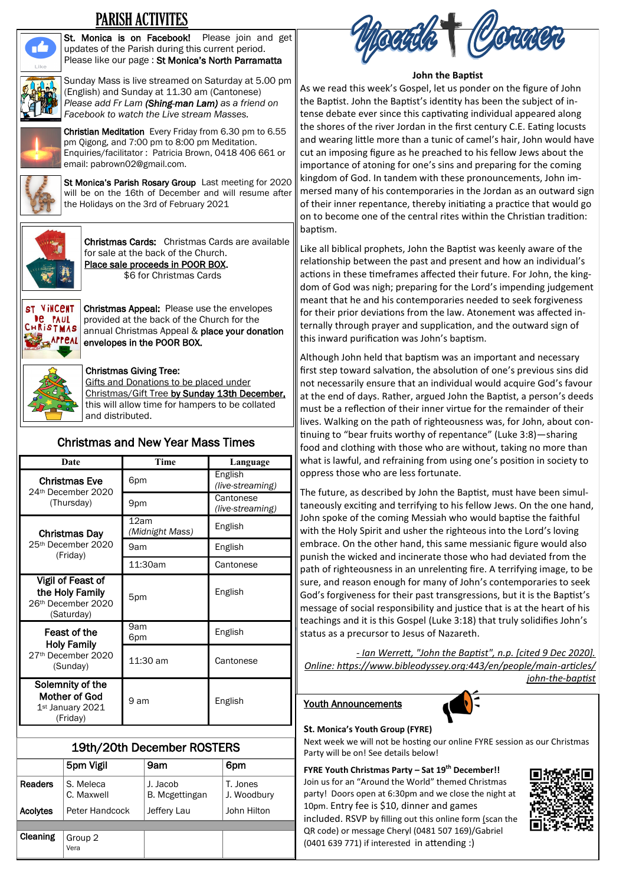# PARISH ACTIVITES

**St. Monica is on Facebook!** Please join and get updates of the Parish during this current period. Please like our page : **St Monica's North Parramatta**

Sunday Mass is live streamed on Saturday at 5.00 pm (English) and Sunday at 11.30 am (Cantonese) *Please add Fr Lam* ***(Shing-man Lam)*** *as a friend on Facebook to watch the Live stream Masses.*

**Christian Meditation** Every Friday from 6.30 pm to 6.55 pm Qigong, and 7:00 pm to 8:00 pm Meditation. Enquiries/facilitator : Patricia Brown, 0418 406 661 or email: pabrown02@gmail.com.

**St Monica's Parish Rosary Group** Last meeting for 2020 will be on the 16th of December and will resume after the Holidays on the 3rd of February 2021

**Christmas Cards:** Christmas Cards are available for sale at the back of the Church.
**Place sale proceeds in POOR BOX.**
$6 for Christmas Cards

**Christmas Appeal:** Please use the envelopes provided at the back of the Church for the annual Christmas Appeal & **place your donation envelopes in the POOR BOX.**

**Christmas Giving Tree:**
Gifts and Donations to be placed under Christmas/Gift Tree **by Sunday 13th December,** this will allow time for hampers to be collated and distributed.

## Christmas and New Year Mass Times

| Date | Time | Language |
|---|---|---|
| **Christmas Eve** 24th December 2020 (Thursday) | 6pm | English *(live-streaming)* |
| | 9pm | Cantonese *(live-streaming)* |
| **Christmas Day** 25th December 2020 (Friday) | 12am *(Midnight Mass)* | English |
| | 9am | English |
| | 11:30am | Cantonese |
| **Vigil of Feast of the Holy Family** 26th December 2020 (Saturday) | 5pm | English |
| **Feast of the Holy Family** 27th December 2020 (Sunday) | 9am 6pm | English |
| | 11:30 am | Cantonese |
| **Solemnity of the Mother of God** 1st January 2021 (Friday) | 9 am | English |

## 19th/20th December ROSTERS

| | 5pm Vigil | 9am | 6pm |
|---|---|---|---|
| **Readers** | S. Meleca<br>C. Maxwell | J. Jacob<br>B. Mcgettingan | T. Jones<br>J. Woodbury |
| **Acolytes** | Peter Handcock | Jeffery Lau | John Hilton |
| **Cleaning** | Group 2<br>Vera | | |

# Youth Corner

### John the Baptist

As we read this week's Gospel, let us ponder on the figure of John the Baptist. John the Baptist's identity has been the subject of intense debate ever since this captivating individual appeared along the shores of the river Jordan in the first century C.E. Eating locusts and wearing little more than a tunic of camel's hair, John would have cut an imposing figure as he preached to his fellow Jews about the importance of atoning for one's sins and preparing for the coming kingdom of God. In tandem with these pronouncements, John immersed many of his contemporaries in the Jordan as an outward sign of their inner repentance, thereby initiating a practice that would go on to become one of the central rites within the Christian tradition: baptism.

Like all biblical prophets, John the Baptist was keenly aware of the relationship between the past and present and how an individual's actions in these timeframes affected their future. For John, the kingdom of God was nigh; preparing for the Lord's impending judgement meant that he and his contemporaries needed to seek forgiveness for their prior deviations from the law. Atonement was affected internally through prayer and supplication, and the outward sign of this inward purification was John's baptism.

Although John held that baptism was an important and necessary first step toward salvation, the absolution of one's previous sins did not necessarily ensure that an individual would acquire God's favour at the end of days. Rather, argued John the Baptist, a person's deeds must be a reflection of their inner virtue for the remainder of their lives. Walking on the path of righteousness was, for John, about continuing to "bear fruits worthy of repentance" (Luke 3:8)—sharing food and clothing with those who are without, taking no more than what is lawful, and refraining from using one's position in society to oppress those who are less fortunate.

The future, as described by John the Baptist, must have been simultaneously exciting and terrifying to his fellow Jews. On the one hand, John spoke of the coming Messiah who would baptise the faithful with the Holy Spirit and usher the righteous into the Lord's loving embrace. On the other hand, this same messianic figure would also punish the wicked and incinerate those who had deviated from the path of righteousness in an unrelenting fire. A terrifying image, to be sure, and reason enough for many of John's contemporaries to seek God's forgiveness for their past transgressions, but it is the Baptist's message of social responsibility and justice that is at the heart of his teachings and it is this Gospel (Luke 3:18) that truly solidifies John's status as a precursor to Jesus of Nazareth.

*- Ian Werrett, "John the Baptist", n.p. [cited 9 Dec 2020]. Online: https://www.bibleodyssey.org:443/en/people/main-articles/john-the-baptist*

### Youth Announcements

**St. Monica's Youth Group (FYRE)**
Next week we will not be hosting our online FYRE session as our Christmas Party will be on! See details below!

**FYRE Youth Christmas Party – Sat 19th December!!**
Join us for an "Around the World" themed Christmas party! Doors open at 6:30pm and we close the night at 10pm. Entry fee is $10, dinner and games included. RSVP by filling out this online form (scan the QR code) or message Cheryl (0481 507 169)/Gabriel (0401 639 771) if interested in attending :)